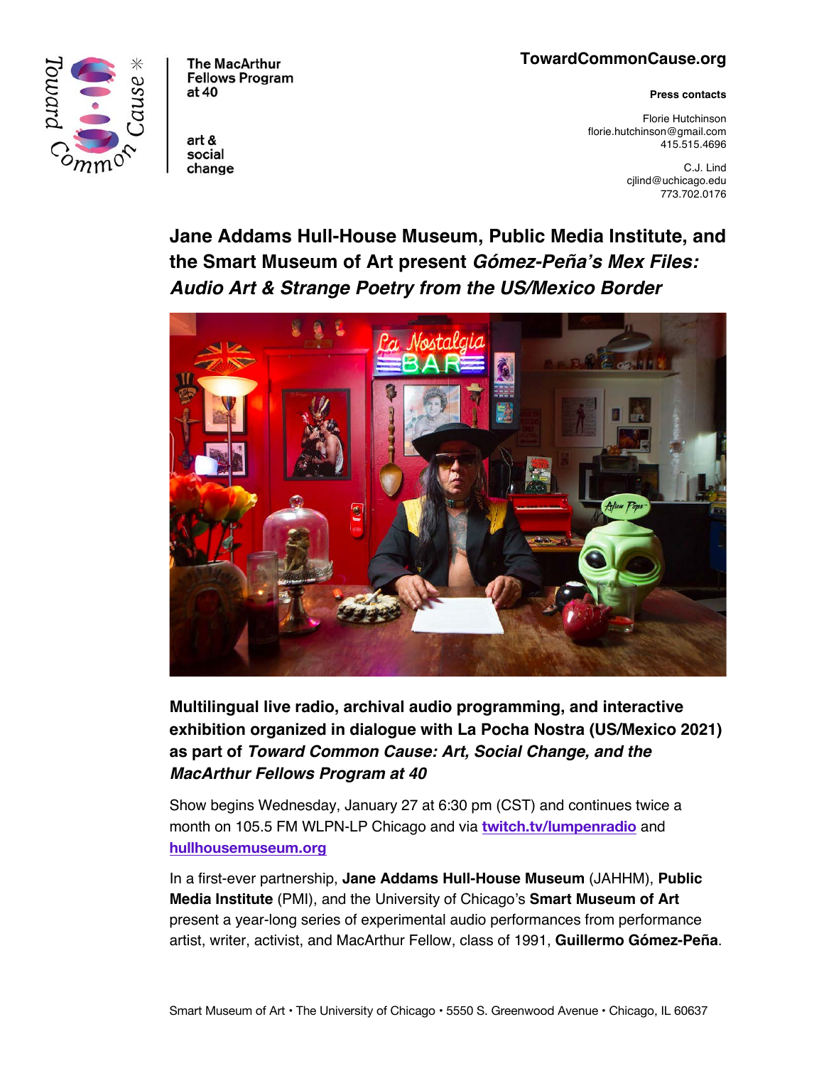Toward Common Cause

The MacArthur Fellows Program at 40

art & social change

**TowardCommonCause.org**

**Press contacts**

Florie Hutchinson
florie.hutchinson@gmail.com
415.515.4696

C.J. Lind
cjlind@uchicago.edu
773.702.0176

# Jane Addams Hull-House Museum, Public Media Institute, and the Smart Museum of Art present *Gómez-Peña's Mex Files: Audio Art & Strange Poetry from the US/Mexico Border*

## Multilingual live radio, archival audio programming, and interactive exhibition organized in dialogue with La Pocha Nostra (US/Mexico 2021) as part of *Toward Common Cause: Art, Social Change, and the MacArthur Fellows Program at 40*

Show begins Wednesday, January 27 at 6:30 pm (CST) and continues twice a month on 105.5 FM WLPN-LP Chicago and via [twitch.tv/lumpenradio](twitch.tv/lumpenradio) and [hullhousemuseum.org](hullhousemuseum.org)

In a first-ever partnership, **Jane Addams Hull-House Museum** (JAHHM), **Public Media Institute** (PMI), and the University of Chicago's **Smart Museum of Art** present a year-long series of experimental audio performances from performance artist, writer, activist, and MacArthur Fellow, class of 1991, **Guillermo Gómez-Peña**.

Smart Museum of Art • The University of Chicago • 5550 S. Greenwood Avenue • Chicago, IL 60637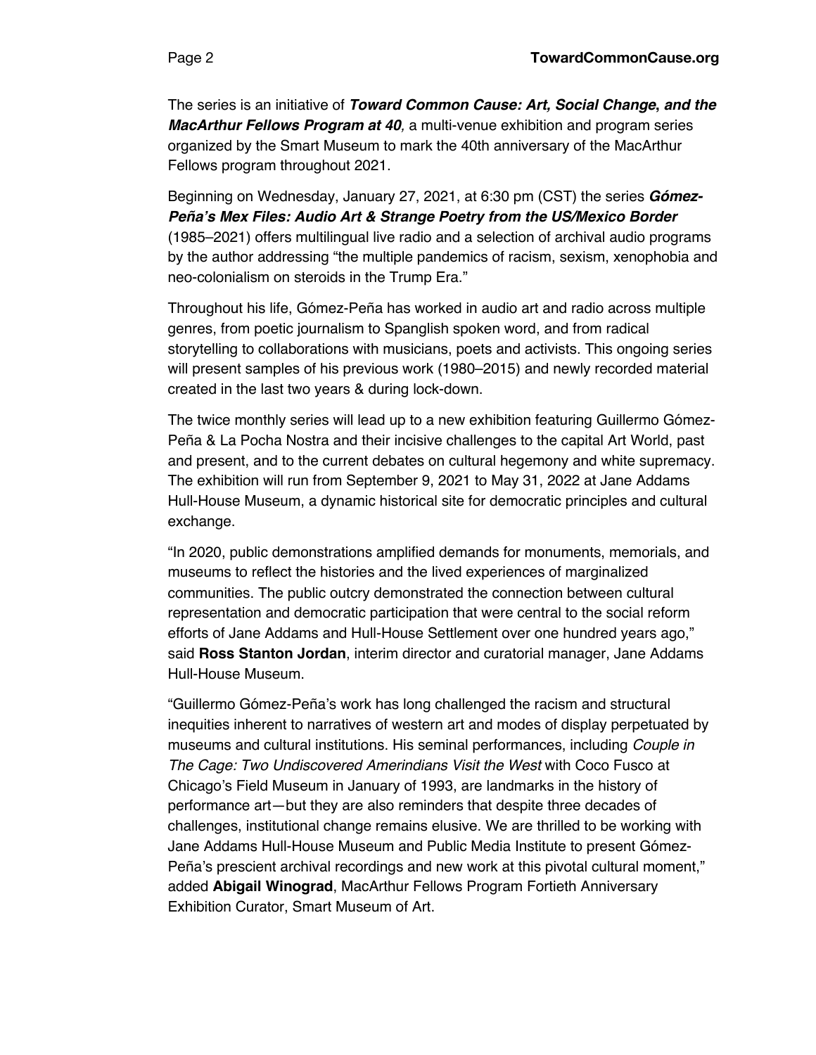The series is an initiative of ***Toward Common Cause: Art, Social Change, and the MacArthur Fellows Program at 40****,* a multi-venue exhibition and program series organized by the Smart Museum to mark the 40th anniversary of the MacArthur Fellows program throughout 2021.

Beginning on Wednesday, January 27, 2021, at 6:30 pm (CST) the series ***Gómez-Peña's Mex Files: Audio Art & Strange Poetry from the US/Mexico Border*** (1985–2021) offers multilingual live radio and a selection of archival audio programs by the author addressing "the multiple pandemics of racism, sexism, xenophobia and neo-colonialism on steroids in the Trump Era."

Throughout his life, Gómez-Peña has worked in audio art and radio across multiple genres, from poetic journalism to Spanglish spoken word, and from radical storytelling to collaborations with musicians, poets and activists. This ongoing series will present samples of his previous work (1980–2015) and newly recorded material created in the last two years & during lock-down.

The twice monthly series will lead up to a new exhibition featuring Guillermo Gómez-Peña & La Pocha Nostra and their incisive challenges to the capital Art World, past and present, and to the current debates on cultural hegemony and white supremacy. The exhibition will run from September 9, 2021 to May 31, 2022 at Jane Addams Hull-House Museum, a dynamic historical site for democratic principles and cultural exchange.

"In 2020, public demonstrations amplified demands for monuments, memorials, and museums to reflect the histories and the lived experiences of marginalized communities. The public outcry demonstrated the connection between cultural representation and democratic participation that were central to the social reform efforts of Jane Addams and Hull-House Settlement over one hundred years ago," said **Ross Stanton Jordan**, interim director and curatorial manager, Jane Addams Hull-House Museum.

"Guillermo Gómez-Peña's work has long challenged the racism and structural inequities inherent to narratives of western art and modes of display perpetuated by museums and cultural institutions. His seminal performances, including *Couple in The Cage: Two Undiscovered Amerindians Visit the West* with Coco Fusco at Chicago's Field Museum in January of 1993, are landmarks in the history of performance art—but they are also reminders that despite three decades of challenges, institutional change remains elusive. We are thrilled to be working with Jane Addams Hull-House Museum and Public Media Institute to present Gómez-Peña's prescient archival recordings and new work at this pivotal cultural moment," added **Abigail Winograd**, MacArthur Fellows Program Fortieth Anniversary Exhibition Curator, Smart Museum of Art.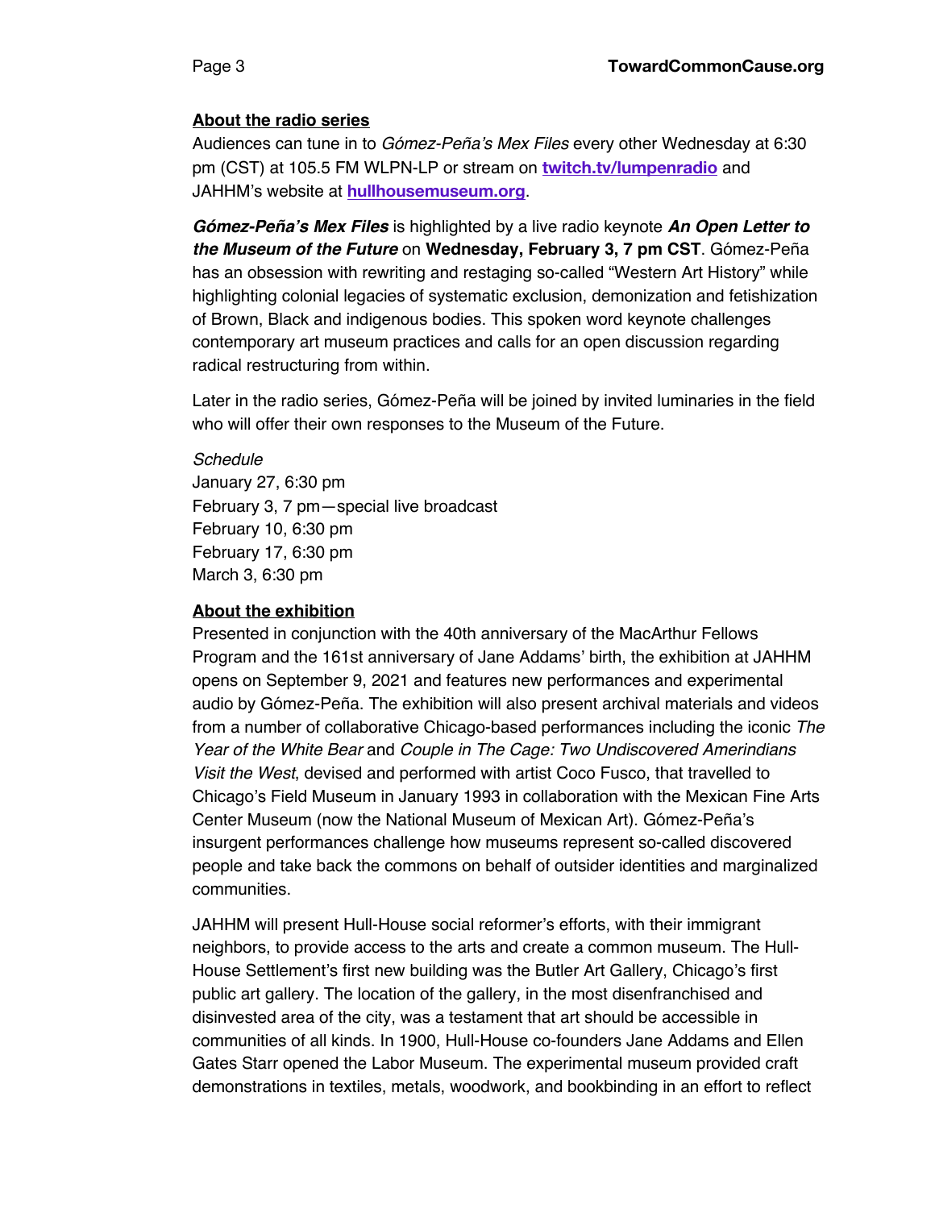## About the radio series

Audiences can tune in to *Gómez-Peña's Mex Files* every other Wednesday at 6:30 pm (CST) at 105.5 FM WLPN-LP or stream on **twitch.tv/lumpenradio** and JAHHM's website at **hullhousemuseum.org**.

***Gómez-Peña's Mex Files*** is highlighted by a live radio keynote ***An Open Letter to the Museum of the Future*** on **Wednesday, February 3, 7 pm CST**. Gómez-Peña has an obsession with rewriting and restaging so-called "Western Art History" while highlighting colonial legacies of systematic exclusion, demonization and fetishization of Brown, Black and indigenous bodies. This spoken word keynote challenges contemporary art museum practices and calls for an open discussion regarding radical restructuring from within.

Later in the radio series, Gómez-Peña will be joined by invited luminaries in the field who will offer their own responses to the Museum of the Future.

*Schedule*
January 27, 6:30 pm
February 3, 7 pm—special live broadcast
February 10, 6:30 pm
February 17, 6:30 pm
March 3, 6:30 pm

## About the exhibition

Presented in conjunction with the 40th anniversary of the MacArthur Fellows Program and the 161st anniversary of Jane Addams' birth, the exhibition at JAHHM opens on September 9, 2021 and features new performances and experimental audio by Gómez-Peña. The exhibition will also present archival materials and videos from a number of collaborative Chicago-based performances including the iconic *The Year of the White Bear* and *Couple in The Cage: Two Undiscovered Amerindians Visit the West*, devised and performed with artist Coco Fusco, that travelled to Chicago's Field Museum in January 1993 in collaboration with the Mexican Fine Arts Center Museum (now the National Museum of Mexican Art). Gómez-Peña's insurgent performances challenge how museums represent so-called discovered people and take back the commons on behalf of outsider identities and marginalized communities.

JAHHM will present Hull-House social reformer's efforts, with their immigrant neighbors, to provide access to the arts and create a common museum. The Hull-House Settlement's first new building was the Butler Art Gallery, Chicago's first public art gallery. The location of the gallery, in the most disenfranchised and disinvested area of the city, was a testament that art should be accessible in communities of all kinds. In 1900, Hull-House co-founders Jane Addams and Ellen Gates Starr opened the Labor Museum. The experimental museum provided craft demonstrations in textiles, metals, woodwork, and bookbinding in an effort to reflect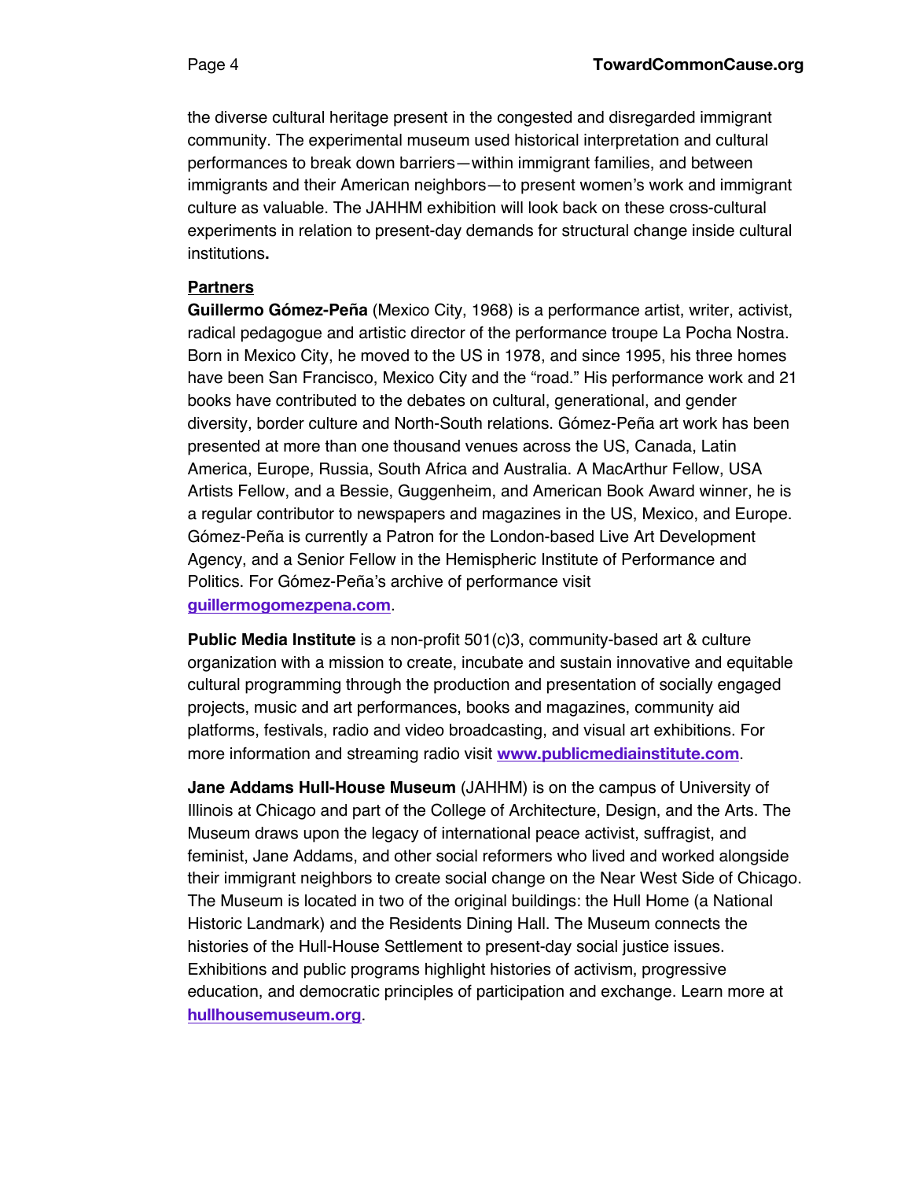the diverse cultural heritage present in the congested and disregarded immigrant community. The experimental museum used historical interpretation and cultural performances to break down barriers—within immigrant families, and between immigrants and their American neighbors—to present women's work and immigrant culture as valuable. The JAHHM exhibition will look back on these cross-cultural experiments in relation to present-day demands for structural change inside cultural institutions**.**

**Partners**

**Guillermo Gómez-Peña** (Mexico City, 1968) is a performance artist, writer, activist, radical pedagogue and artistic director of the performance troupe La Pocha Nostra. Born in Mexico City, he moved to the US in 1978, and since 1995, his three homes have been San Francisco, Mexico City and the "road." His performance work and 21 books have contributed to the debates on cultural, generational, and gender diversity, border culture and North-South relations. Gómez-Peña art work has been presented at more than one thousand venues across the US, Canada, Latin America, Europe, Russia, South Africa and Australia. A MacArthur Fellow, USA Artists Fellow, and a Bessie, Guggenheim, and American Book Award winner, he is a regular contributor to newspapers and magazines in the US, Mexico, and Europe. Gómez-Peña is currently a Patron for the London-based Live Art Development Agency, and a Senior Fellow in the Hemispheric Institute of Performance and Politics. For Gómez-Peña's archive of performance visit **guillermogomezpena.com**.

**Public Media Institute** is a non-profit 501(c)3, community-based art & culture organization with a mission to create, incubate and sustain innovative and equitable cultural programming through the production and presentation of socially engaged projects, music and art performances, books and magazines, community aid platforms, festivals, radio and video broadcasting, and visual art exhibitions. For more information and streaming radio visit **www.publicmediainstitute.com**.

**Jane Addams Hull-House Museum** (JAHHM) is on the campus of University of Illinois at Chicago and part of the College of Architecture, Design, and the Arts. The Museum draws upon the legacy of international peace activist, suffragist, and feminist, Jane Addams, and other social reformers who lived and worked alongside their immigrant neighbors to create social change on the Near West Side of Chicago. The Museum is located in two of the original buildings: the Hull Home (a National Historic Landmark) and the Residents Dining Hall. The Museum connects the histories of the Hull-House Settlement to present-day social justice issues. Exhibitions and public programs highlight histories of activism, progressive education, and democratic principles of participation and exchange. Learn more at **hullhousemuseum.org**.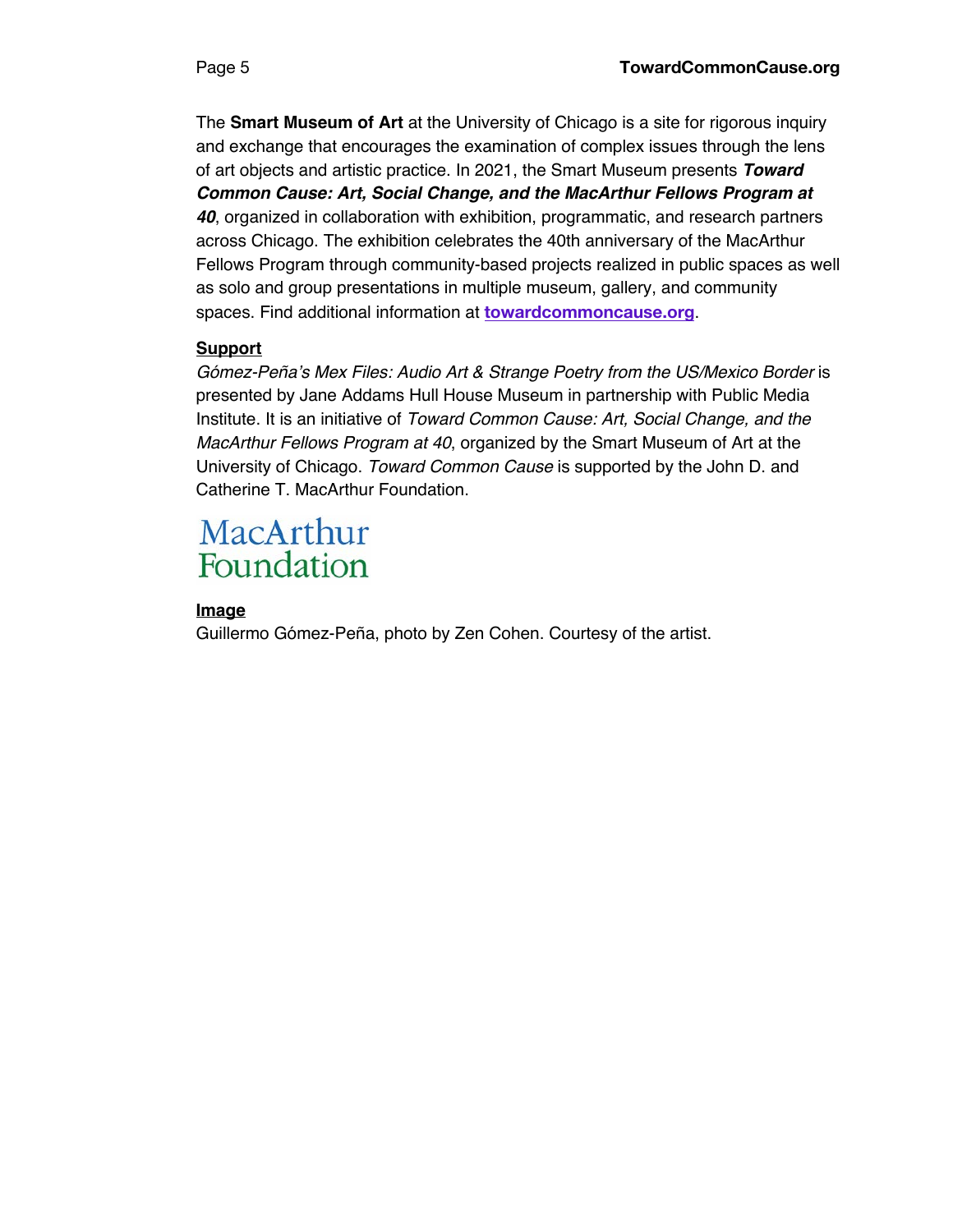The **Smart Museum of Art** at the University of Chicago is a site for rigorous inquiry and exchange that encourages the examination of complex issues through the lens of art objects and artistic practice. In 2021, the Smart Museum presents ***Toward Common Cause: Art, Social Change, and the MacArthur Fellows Program at 40***, organized in collaboration with exhibition, programmatic, and research partners across Chicago. The exhibition celebrates the 40th anniversary of the MacArthur Fellows Program through community-based projects realized in public spaces as well as solo and group presentations in multiple museum, gallery, and community spaces. Find additional information at **towardcommoncause.org**.

**Support**

*Gómez-Peña's Mex Files: Audio Art & Strange Poetry from the US/Mexico Border* is presented by Jane Addams Hull House Museum in partnership with Public Media Institute. It is an initiative of *Toward Common Cause: Art, Social Change, and the MacArthur Fellows Program at 40*, organized by the Smart Museum of Art at the University of Chicago. *Toward Common Cause* is supported by the John D. and Catherine T. MacArthur Foundation.

MacArthur Foundation

**Image**

Guillermo Gómez-Peña, photo by Zen Cohen. Courtesy of the artist.